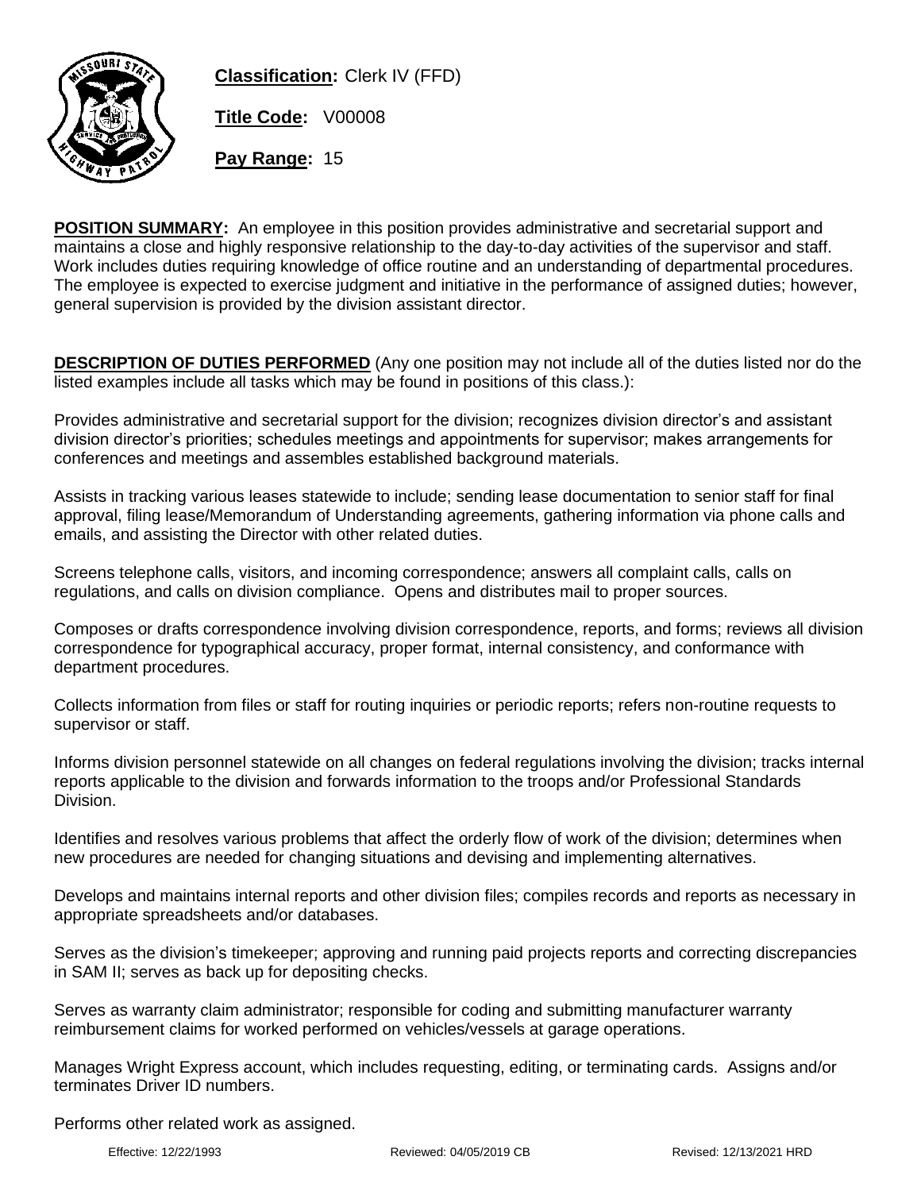**Classification:** Clerk IV (FFD)

**Title Code:** V00008

**Pay Range:** 15

**POSITION SUMMARY:** An employee in this position provides administrative and secretarial support and maintains a close and highly responsive relationship to the day-to-day activities of the supervisor and staff. Work includes duties requiring knowledge of office routine and an understanding of departmental procedures. The employee is expected to exercise judgment and initiative in the performance of assigned duties; however, general supervision is provided by the division assistant director.

**DESCRIPTION OF DUTIES PERFORMED** (Any one position may not include all of the duties listed nor do the listed examples include all tasks which may be found in positions of this class.):

Provides administrative and secretarial support for the division; recognizes division director's and assistant division director's priorities; schedules meetings and appointments for supervisor; makes arrangements for conferences and meetings and assembles established background materials.

Assists in tracking various leases statewide to include; sending lease documentation to senior staff for final approval, filing lease/Memorandum of Understanding agreements, gathering information via phone calls and emails, and assisting the Director with other related duties.

Screens telephone calls, visitors, and incoming correspondence; answers all complaint calls, calls on regulations, and calls on division compliance. Opens and distributes mail to proper sources.

Composes or drafts correspondence involving division correspondence, reports, and forms; reviews all division correspondence for typographical accuracy, proper format, internal consistency, and conformance with department procedures.

Collects information from files or staff for routing inquiries or periodic reports; refers non-routine requests to supervisor or staff.

Informs division personnel statewide on all changes on federal regulations involving the division; tracks internal reports applicable to the division and forwards information to the troops and/or Professional Standards Division.

Identifies and resolves various problems that affect the orderly flow of work of the division; determines when new procedures are needed for changing situations and devising and implementing alternatives.

Develops and maintains internal reports and other division files; compiles records and reports as necessary in appropriate spreadsheets and/or databases.

Serves as the division's timekeeper; approving and running paid projects reports and correcting discrepancies in SAM II; serves as back up for depositing checks.

Serves as warranty claim administrator; responsible for coding and submitting manufacturer warranty reimbursement claims for worked performed on vehicles/vessels at garage operations.

Manages Wright Express account, which includes requesting, editing, or terminating cards. Assigns and/or terminates Driver ID numbers.

Performs other related work as assigned.

Effective: 12/22/1993 Reviewed: 04/05/2019 CB Revised: 12/13/2021 HRD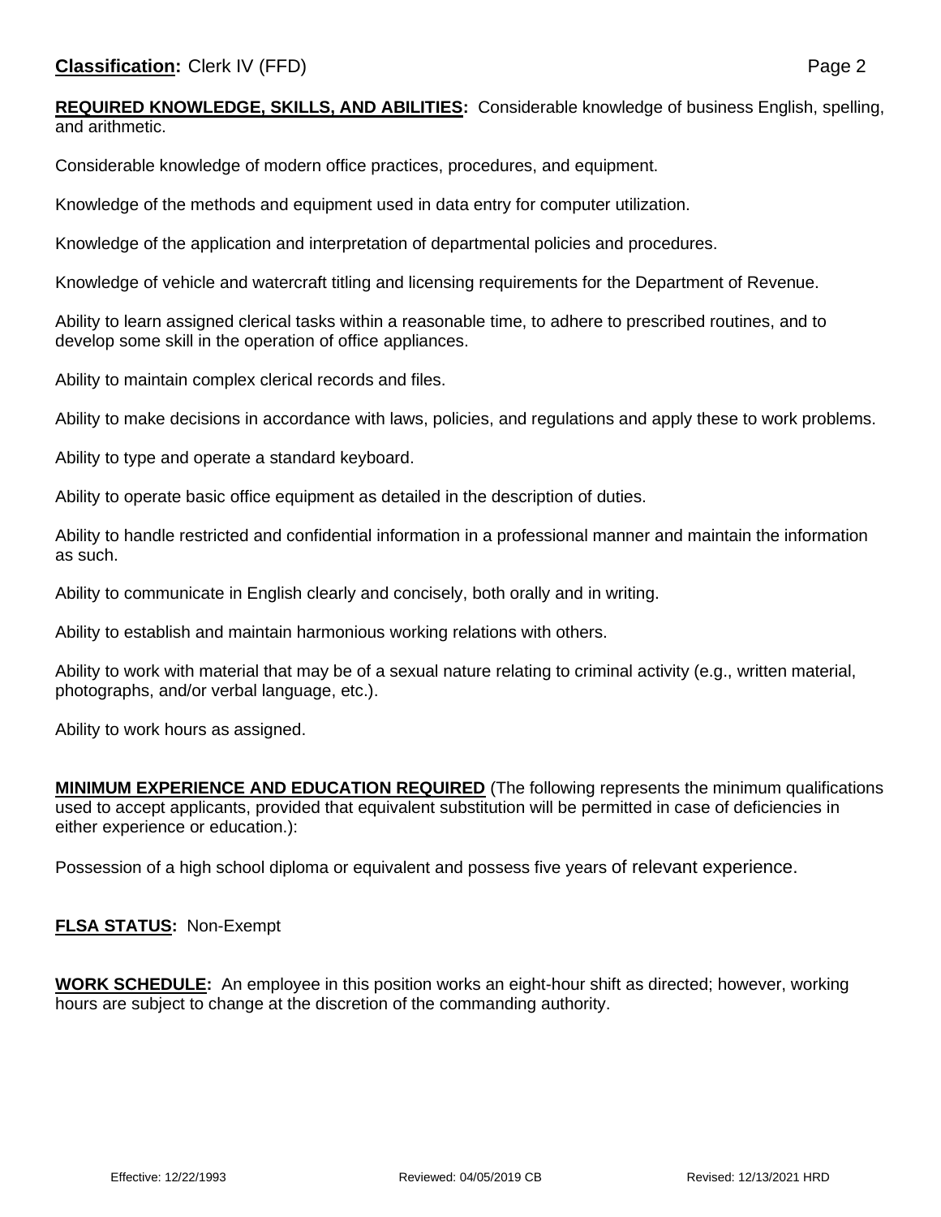**REQUIRED KNOWLEDGE, SKILLS, AND ABILITIES:** Considerable knowledge of business English, spelling, and arithmetic.

Considerable knowledge of modern office practices, procedures, and equipment.

Knowledge of the methods and equipment used in data entry for computer utilization.

Knowledge of the application and interpretation of departmental policies and procedures.

Knowledge of vehicle and watercraft titling and licensing requirements for the Department of Revenue.

Ability to learn assigned clerical tasks within a reasonable time, to adhere to prescribed routines, and to develop some skill in the operation of office appliances.

Ability to maintain complex clerical records and files.

Ability to make decisions in accordance with laws, policies, and regulations and apply these to work problems.

Ability to type and operate a standard keyboard.

Ability to operate basic office equipment as detailed in the description of duties.

Ability to handle restricted and confidential information in a professional manner and maintain the information as such.

Ability to communicate in English clearly and concisely, both orally and in writing.

Ability to establish and maintain harmonious working relations with others.

Ability to work with material that may be of a sexual nature relating to criminal activity (e.g., written material, photographs, and/or verbal language, etc.).

Ability to work hours as assigned.

**MINIMUM EXPERIENCE AND EDUCATION REQUIRED** (The following represents the minimum qualifications used to accept applicants, provided that equivalent substitution will be permitted in case of deficiencies in either experience or education.):

Possession of a high school diploma or equivalent and possess five years of relevant experience.

**FLSA STATUS:** Non-Exempt

**WORK SCHEDULE:** An employee in this position works an eight-hour shift as directed; however, working hours are subject to change at the discretion of the commanding authority.

Effective: 12/22/1993 Reviewed: 04/05/2019 CB Revised: 12/13/2021 HRD